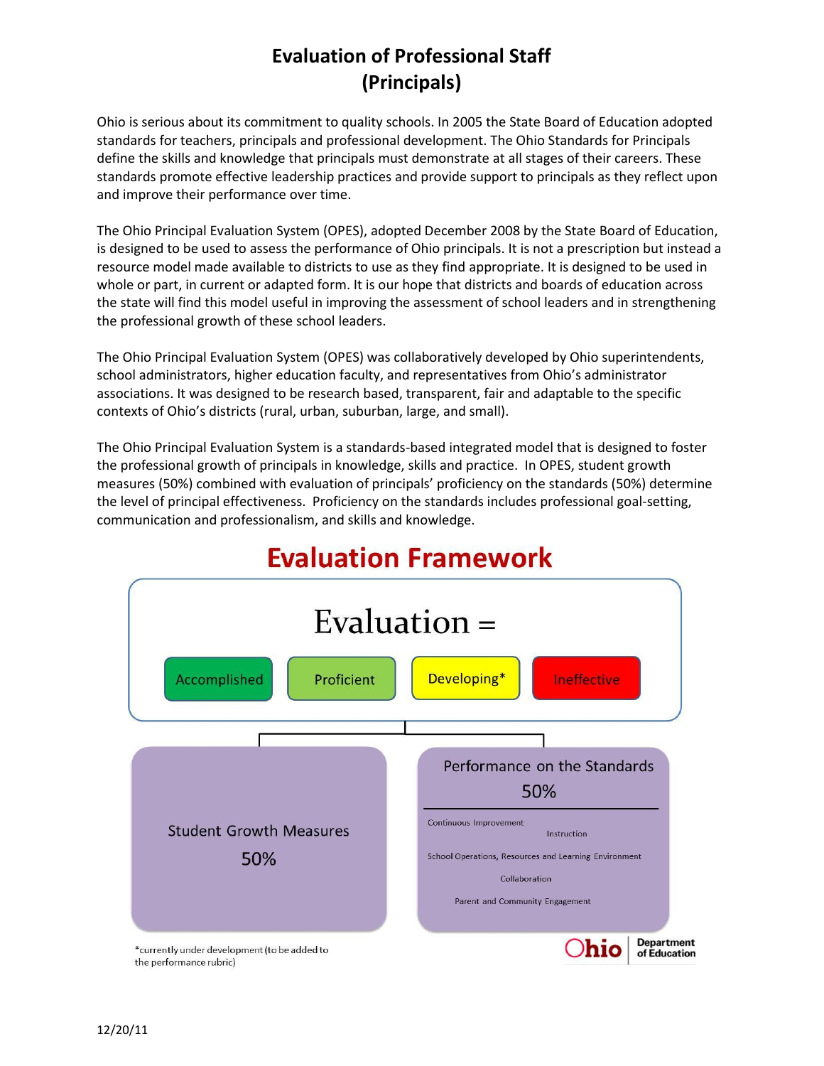# Evaluation of Professional Staff
# (Principals)

Ohio is serious about its commitment to quality schools. In 2005 the State Board of Education adopted standards for teachers, principals and professional development. The Ohio Standards for Principals define the skills and knowledge that principals must demonstrate at all stages of their careers. These standards promote effective leadership practices and provide support to principals as they reflect upon and improve their performance over time.

The Ohio Principal Evaluation System (OPES), adopted December 2008 by the State Board of Education, is designed to be used to assess the performance of Ohio principals. It is not a prescription but instead a resource model made available to districts to use as they find appropriate. It is designed to be used in whole or part, in current or adapted form. It is our hope that districts and boards of education across the state will find this model useful in improving the assessment of school leaders and in strengthening the professional growth of these school leaders.

The Ohio Principal Evaluation System (OPES) was collaboratively developed by Ohio superintendents, school administrators, higher education faculty, and representatives from Ohio's administrator associations. It was designed to be research based, transparent, fair and adaptable to the specific contexts of Ohio's districts (rural, urban, suburban, large, and small).

The Ohio Principal Evaluation System is a standards-based integrated model that is designed to foster the professional growth of principals in knowledge, skills and practice. In OPES, student growth measures (50%) combined with evaluation of principals' proficiency on the standards (50%) determine the level of principal effectiveness. Proficiency on the standards includes professional goal-setting, communication and professionalism, and skills and knowledge.

## Evaluation Framework

Evaluation =

Accomplished | Proficient | Developing* | Ineffective

**Student Growth Measures**
50%

**Performance on the Standards**
50%

- Continuous Improvement
- Instruction
- School Operations, Resources and Learning Environment
- Collaboration
- Parent and Community Engagement

*currently under development (to be added to the performance rubric)

Ohio Department of Education

12/20/11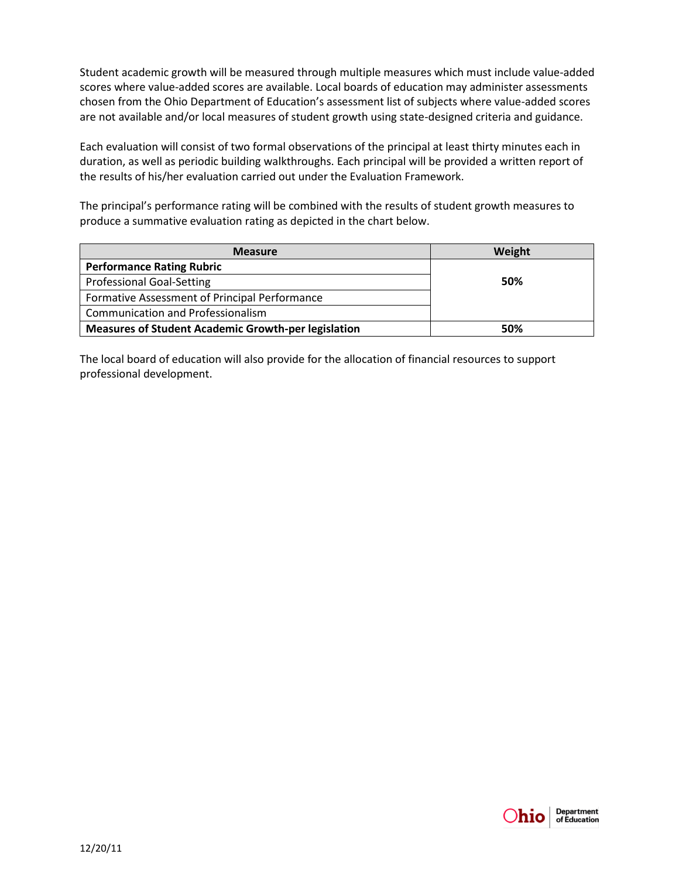Student academic growth will be measured through multiple measures which must include value-added scores where value-added scores are available. Local boards of education may administer assessments chosen from the Ohio Department of Education's assessment list of subjects where value-added scores are not available and/or local measures of student growth using state-designed criteria and guidance.

Each evaluation will consist of two formal observations of the principal at least thirty minutes each in duration, as well as periodic building walkthroughs. Each principal will be provided a written report of the results of his/her evaluation carried out under the Evaluation Framework.

The principal's performance rating will be combined with the results of student growth measures to produce a summative evaluation rating as depicted in the chart below.

| Measure | Weight |
|---|---|
| **Performance Rating Rubric** | **50%** |
| Professional Goal-Setting | |
| Formative Assessment of Principal Performance | |
| Communication and Professionalism | |
| **Measures of Student Academic Growth-per legislation** | **50%** |

The local board of education will also provide for the allocation of financial resources to support professional development.